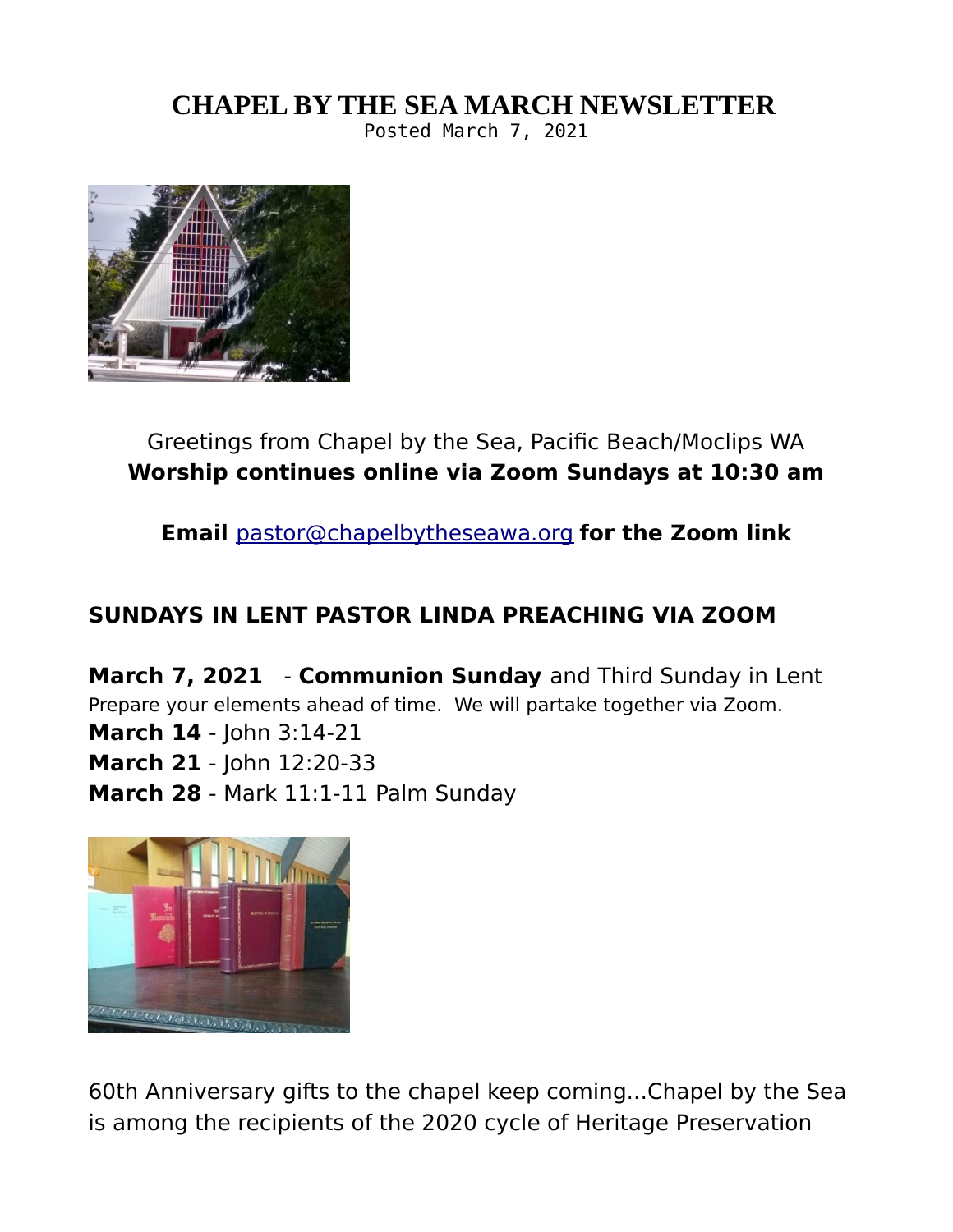# CHAPEL BY THE SEA MARCH NEWSLETTER

Posted March 7, 2021

Greetings from Chapel by the Sea, Pacific Beach/Moclips WA

**Worship continues online via Zoom Sundays at 10:30 am**

**Email** pastor@chapelbytheseawa.org **for the Zoom link**

## SUNDAYS IN LENT PASTOR LINDA PREACHING VIA ZOOM

**March 7, 2021** - **Communion Sunday** and Third Sunday in Lent

Prepare your elements ahead of time. We will partake together via Zoom.

**March 14** - John 3:14-21

**March 21** - John 12:20-33

**March 28** - Mark 11:1-11 Palm Sunday

60th Anniversary gifts to the chapel keep coming...Chapel by the Sea is among the recipients of the 2020 cycle of Heritage Preservation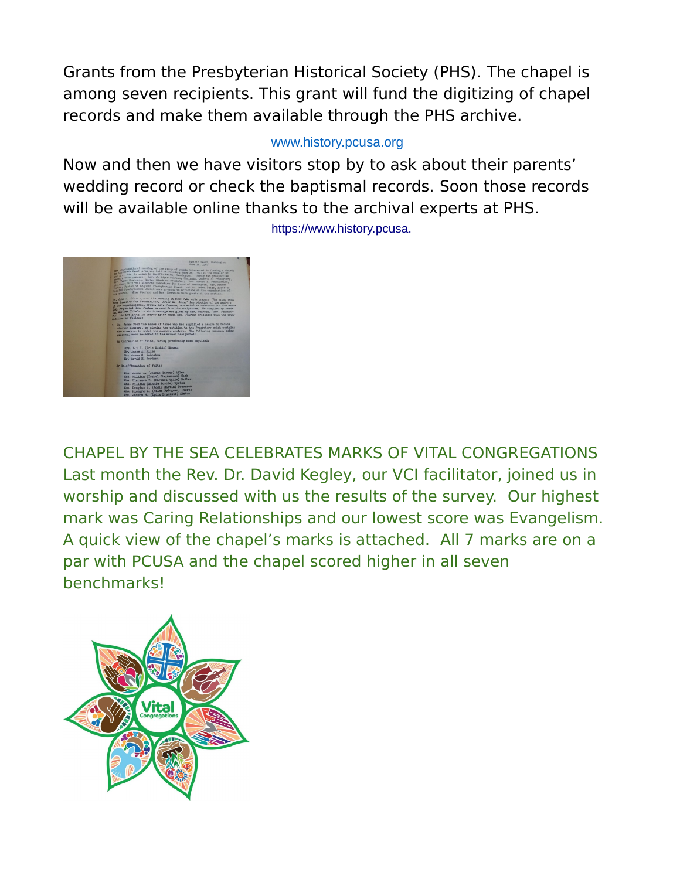Grants from the Presbyterian Historical Society (PHS). The chapel is among seven recipients. This grant will fund the digitizing of chapel records and make them available through the PHS archive.

www.history.pcusa.org

Now and then we have visitors stop by to ask about their parents' wedding record or check the baptismal records. Soon those records will be available online thanks to the archival experts at PHS.

https://www.history.pcusa.

CHAPEL BY THE SEA CELEBRATES MARKS OF VITAL CONGREGATIONS

Last month the Rev. Dr. David Kegley, our VCI facilitator, joined us in worship and discussed with us the results of the survey. Our highest mark was Caring Relationships and our lowest score was Evangelism. A quick view of the chapel's marks is attached. All 7 marks are on a par with PCUSA and the chapel scored higher in all seven benchmarks!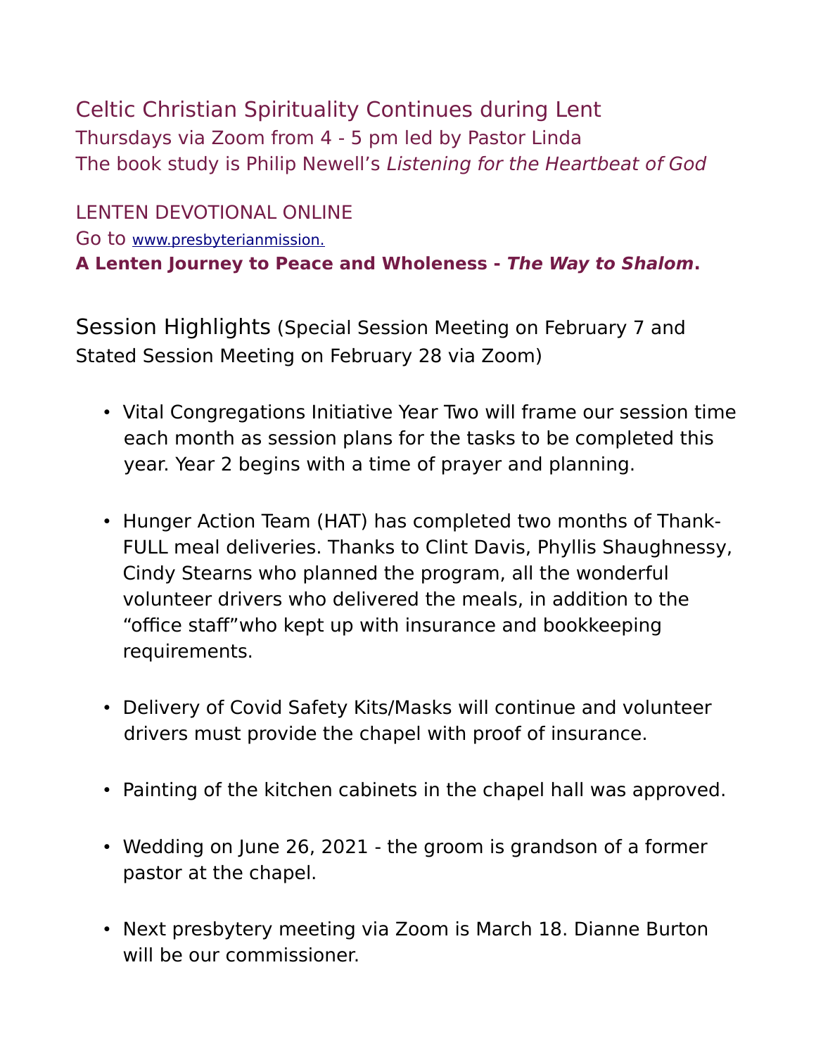## Celtic Christian Spirituality Continues during Lent

Thursdays via Zoom from 4 - 5 pm led by Pastor Linda

The book study is Philip Newell's *Listening for the Heartbeat of God*

LENTEN DEVOTIONAL ONLINE

Go to www.presbyterianmission.

**A Lenten Journey to Peace and Wholeness - *The Way to Shalom*.**

## Session Highlights (Special Session Meeting on February 7 and Stated Session Meeting on February 28 via Zoom)

- Vital Congregations Initiative Year Two will frame our session time each month as session plans for the tasks to be completed this year. Year 2 begins with a time of prayer and planning.
- Hunger Action Team (HAT) has completed two months of Thank-FULL meal deliveries. Thanks to Clint Davis, Phyllis Shaughnessy, Cindy Stearns who planned the program, all the wonderful volunteer drivers who delivered the meals, in addition to the "office staff"who kept up with insurance and bookkeeping requirements.
- Delivery of Covid Safety Kits/Masks will continue and volunteer drivers must provide the chapel with proof of insurance.
- Painting of the kitchen cabinets in the chapel hall was approved.
- Wedding on June 26, 2021 - the groom is grandson of a former pastor at the chapel.
- Next presbytery meeting via Zoom is March 18. Dianne Burton will be our commissioner.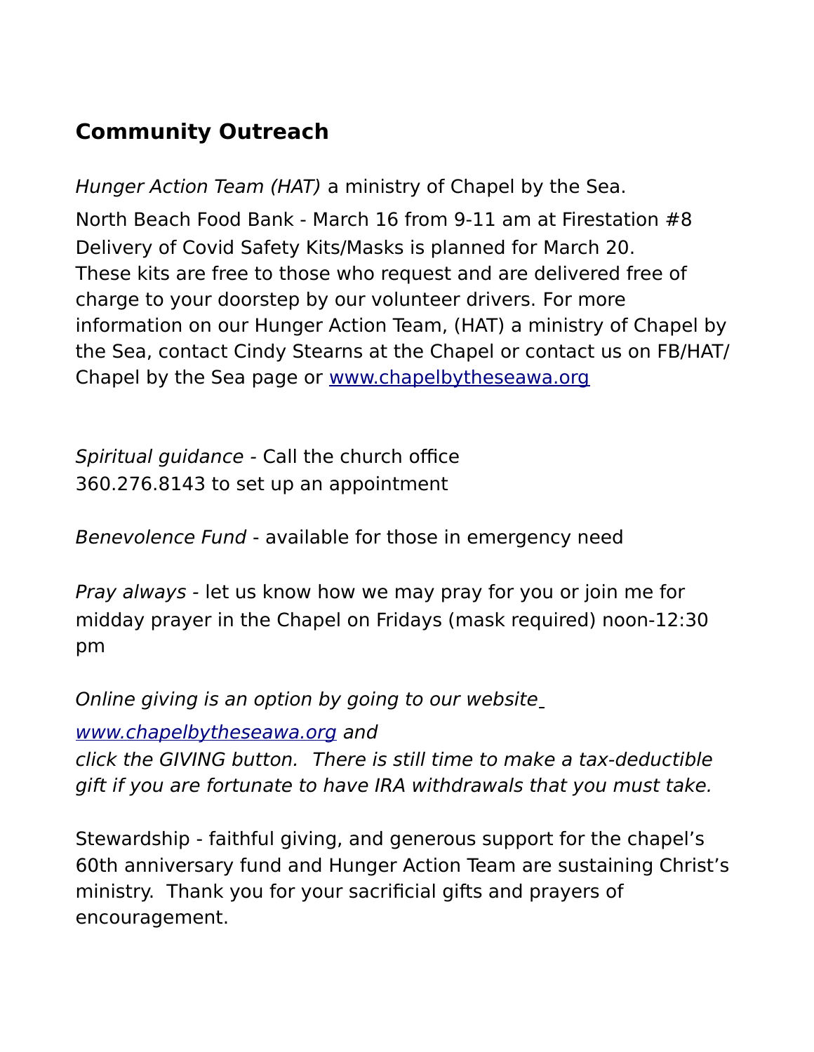## Community Outreach

*Hunger Action Team (HAT)* a ministry of Chapel by the Sea.

North Beach Food Bank - March 16 from 9-11 am at Firestation #8
Delivery of Covid Safety Kits/Masks is planned for March 20.
These kits are free to those who request and are delivered free of charge to your doorstep by our volunteer drivers. For more information on our Hunger Action Team, (HAT) a ministry of Chapel by the Sea, contact Cindy Stearns at the Chapel or contact us on FB/HAT/ Chapel by the Sea page or [www.chapelbytheseawa.org](http://www.chapelbytheseawa.org)

*Spiritual guidance* - Call the church office
360.276.8143 to set up an appointment

*Benevolence Fund* - available for those in emergency need

*Pray always* - let us know how we may pray for you or join me for midday prayer in the Chapel on Fridays (mask required) noon-12:30 pm

*Online giving is an option by going to our website [www.chapelbytheseawa.org](http://www.chapelbytheseawa.org) and click the GIVING button. There is still time to make a tax-deductible gift if you are fortunate to have IRA withdrawals that you must take.*

Stewardship - faithful giving, and generous support for the chapel's 60th anniversary fund and Hunger Action Team are sustaining Christ's ministry. Thank you for your sacrificial gifts and prayers of encouragement.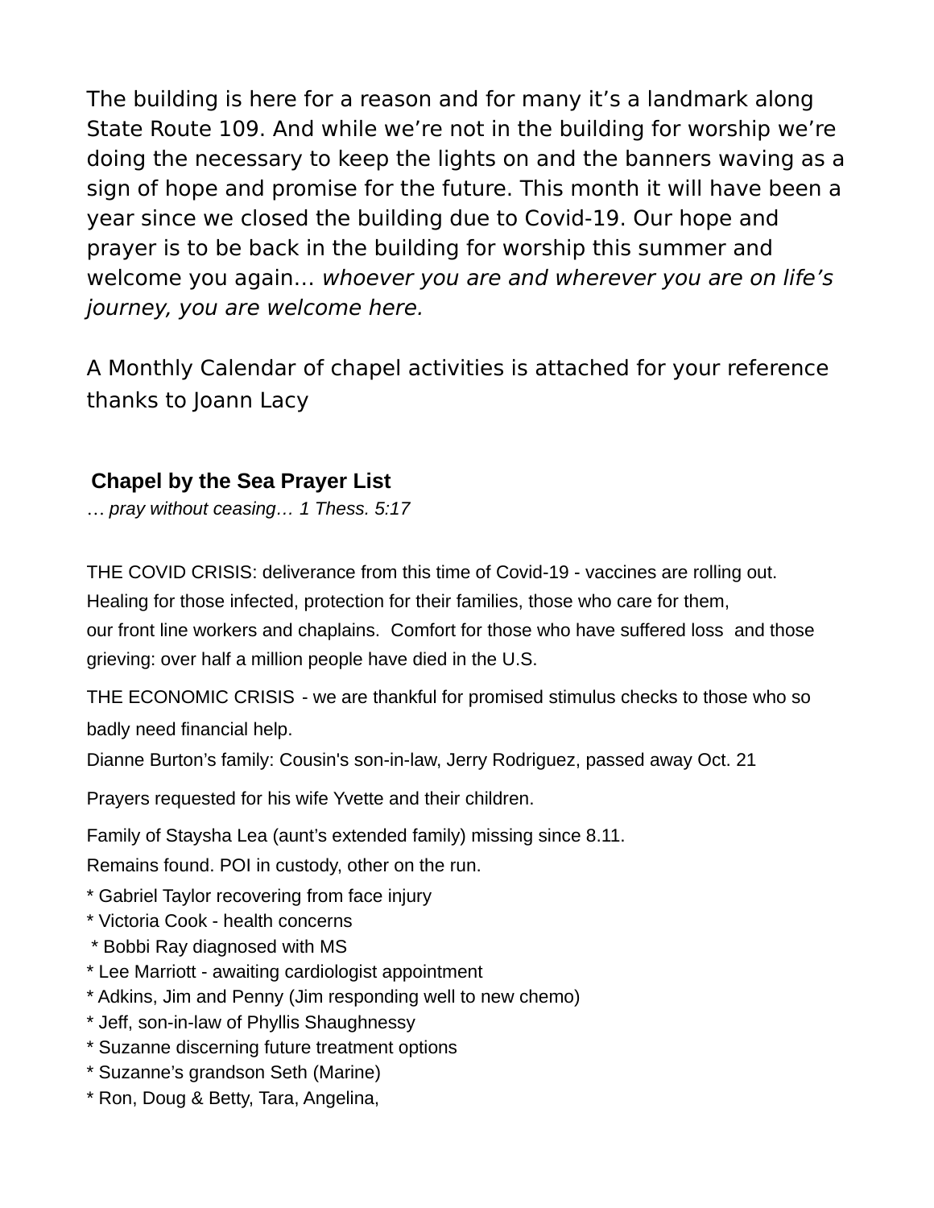The building is here for a reason and for many it's a landmark along State Route 109. And while we're not in the building for worship we're doing the necessary to keep the lights on and the banners waving as a sign of hope and promise for the future. This month it will have been a year since we closed the building due to Covid-19. Our hope and prayer is to be back in the building for worship this summer and welcome you again… *whoever you are and wherever you are on life's journey, you are welcome here.*

A Monthly Calendar of chapel activities is attached for your reference thanks to Joann Lacy

## Chapel by the Sea Prayer List

… *pray without ceasing… 1 Thess. 5:17*

THE COVID CRISIS: deliverance from this time of Covid-19 - vaccines are rolling out. Healing for those infected, protection for their families, those who care for them, our front line workers and chaplains. Comfort for those who have suffered loss and those grieving: over half a million people have died in the U.S.

THE ECONOMIC CRISIS - we are thankful for promised stimulus checks to those who so badly need financial help.

Dianne Burton's family: Cousin's son-in-law, Jerry Rodriguez, passed away Oct. 21

Prayers requested for his wife Yvette and their children.

Family of Staysha Lea (aunt's extended family) missing since 8.11.
Remains found. POI in custody, other on the run.

* Gabriel Taylor recovering from face injury
* Victoria Cook - health concerns
* Bobbi Ray diagnosed with MS
* Lee Marriott - awaiting cardiologist appointment
* Adkins, Jim and Penny (Jim responding well to new chemo)
* Jeff, son-in-law of Phyllis Shaughnessy
* Suzanne discerning future treatment options
* Suzanne's grandson Seth (Marine)
* Ron, Doug & Betty, Tara, Angelina,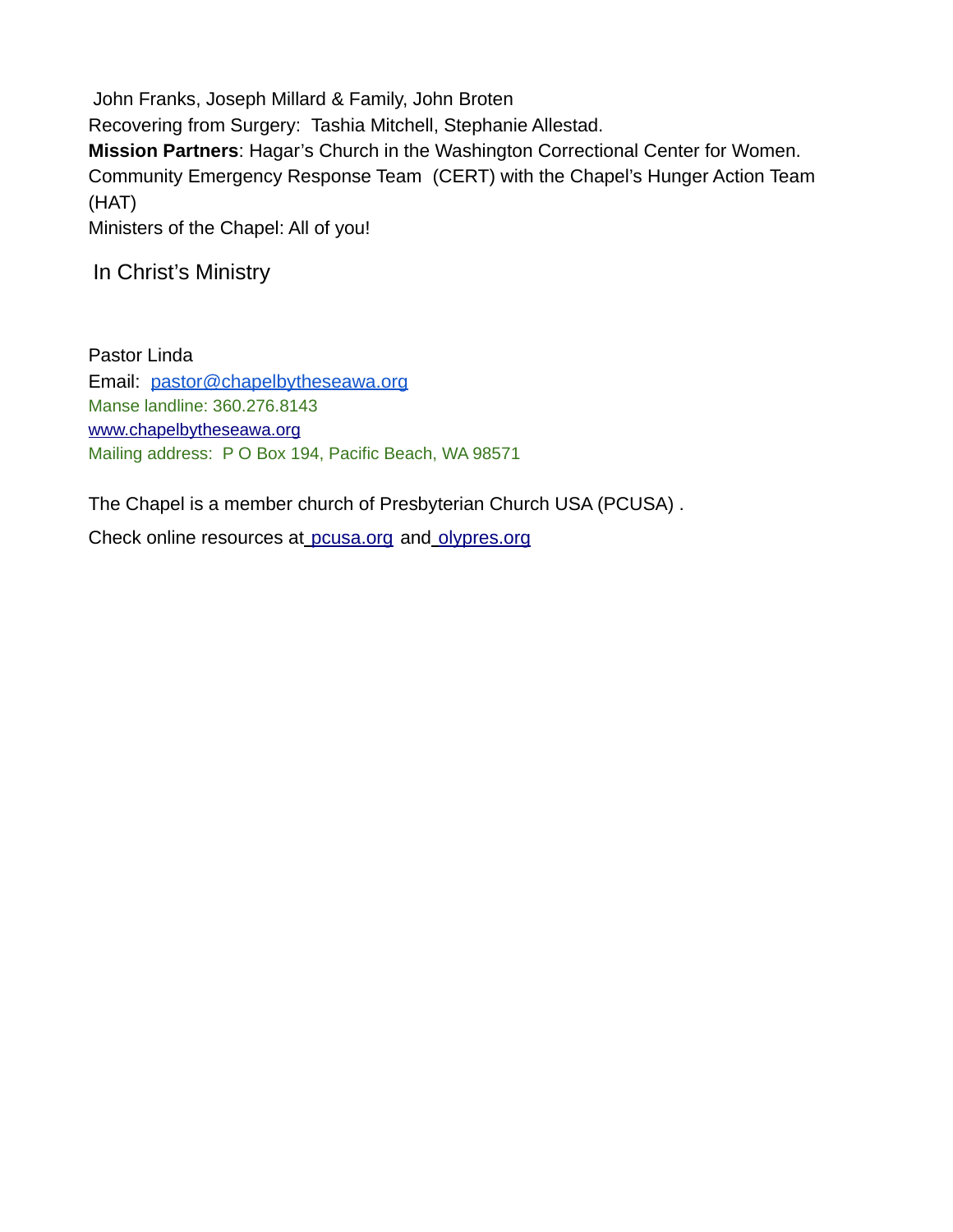John Franks, Joseph Millard & Family, John Broten
Recovering from Surgery:  Tashia Mitchell, Stephanie Allestad.
**Mission Partners**: Hagar's Church in the Washington Correctional Center for Women.
Community Emergency Response Team  (CERT) with the Chapel's Hunger Action Team (HAT)
Ministers of the Chapel: All of you!

In Christ's Ministry

Pastor Linda
Email:  [pastor@chapelbytheseawa.org](mailto:pastor@chapelbytheseawa.org)
Manse landline: 360.276.8143
[www.chapelbytheseawa.org](http://www.chapelbytheseawa.org)
Mailing address:  P O Box 194, Pacific Beach, WA 98571

The Chapel is a member church of Presbyterian Church USA (PCUSA) .

Check online resources at [pcusa.org](http://pcusa.org) and [olypres.org](http://olypres.org)